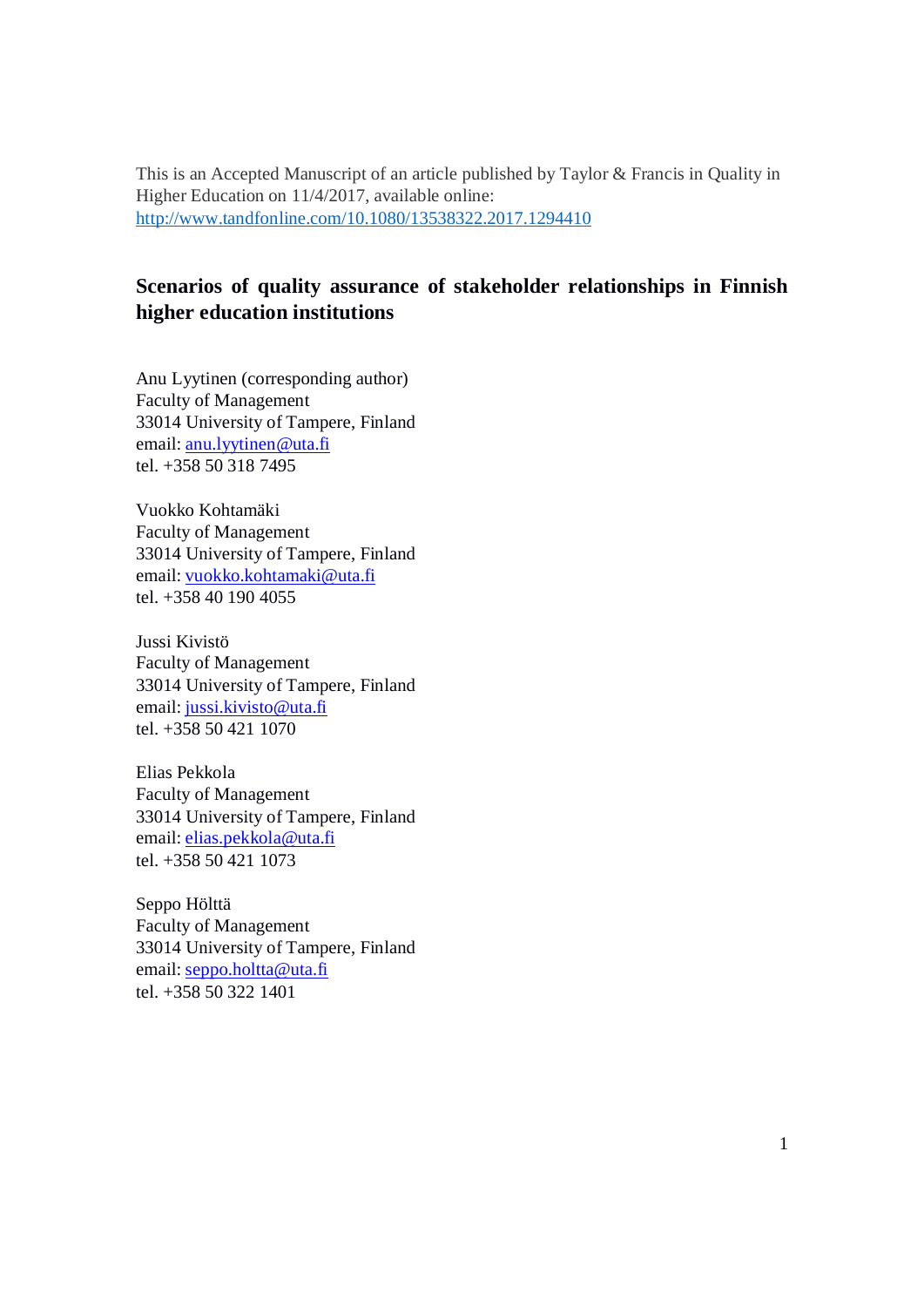This is an Accepted Manuscript of an article published by Taylor & Francis in Quality in Higher Education on 11/4/2017, available online: http://www.tandfonline.com/10.1080/13538322.2017.1294410

# Scenarios of quality assurance of stakeholder relationships in Finnish higher education institutions

Anu Lyytinen (corresponding author)
Faculty of Management
33014 University of Tampere, Finland
email: anu.lyytinen@uta.fi
tel. +358 50 318 7495

Vuokko Kohtamäki
Faculty of Management
33014 University of Tampere, Finland
email: vuokko.kohtamaki@uta.fi
tel. +358 40 190 4055

Jussi Kivistö
Faculty of Management
33014 University of Tampere, Finland
email: jussi.kivisto@uta.fi
tel. +358 50 421 1070

Elias Pekkola
Faculty of Management
33014 University of Tampere, Finland
email: elias.pekkola@uta.fi
tel. +358 50 421 1073

Seppo Hölttä
Faculty of Management
33014 University of Tampere, Finland
email: seppo.holtta@uta.fi
tel. +358 50 322 1401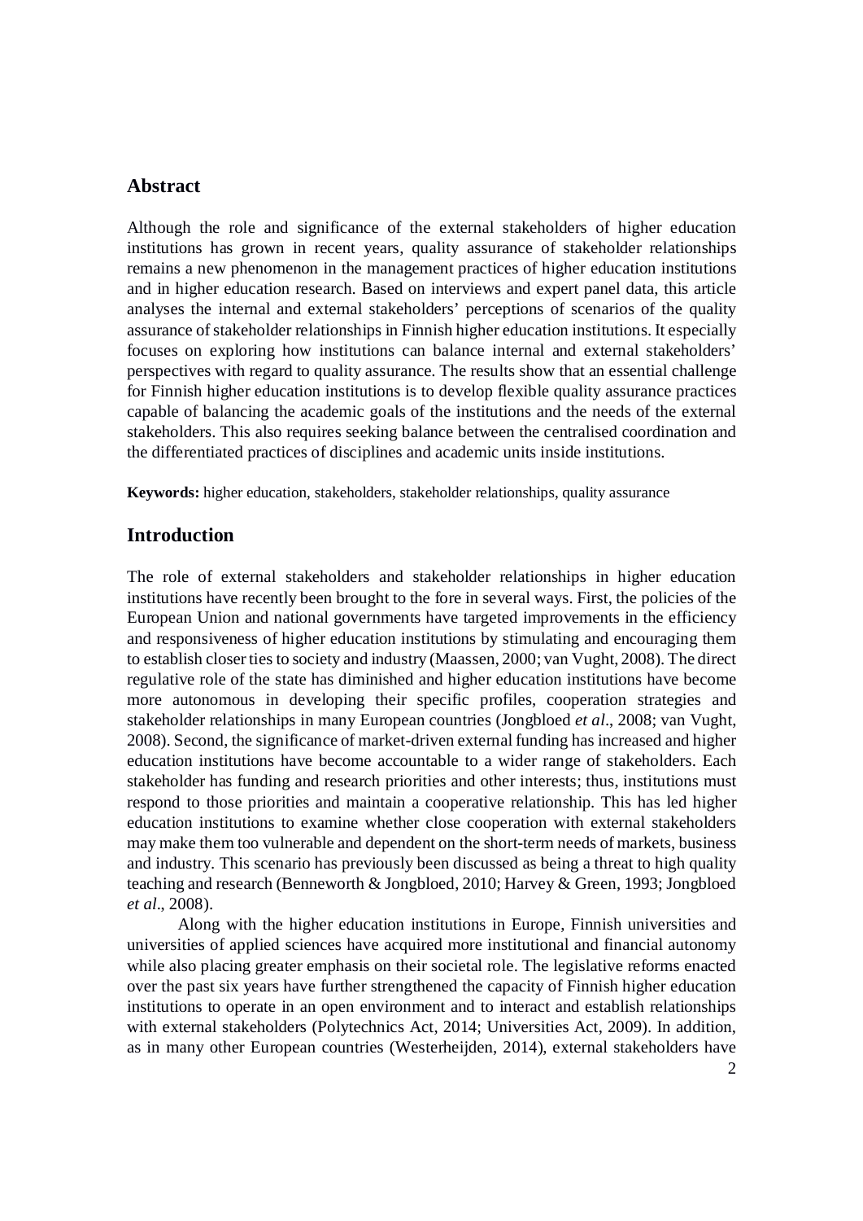## Abstract

Although the role and significance of the external stakeholders of higher education institutions has grown in recent years, quality assurance of stakeholder relationships remains a new phenomenon in the management practices of higher education institutions and in higher education research. Based on interviews and expert panel data, this article analyses the internal and external stakeholders' perceptions of scenarios of the quality assurance of stakeholder relationships in Finnish higher education institutions. It especially focuses on exploring how institutions can balance internal and external stakeholders' perspectives with regard to quality assurance. The results show that an essential challenge for Finnish higher education institutions is to develop flexible quality assurance practices capable of balancing the academic goals of the institutions and the needs of the external stakeholders. This also requires seeking balance between the centralised coordination and the differentiated practices of disciplines and academic units inside institutions.

**Keywords:** higher education, stakeholders, stakeholder relationships, quality assurance

## Introduction

The role of external stakeholders and stakeholder relationships in higher education institutions have recently been brought to the fore in several ways. First, the policies of the European Union and national governments have targeted improvements in the efficiency and responsiveness of higher education institutions by stimulating and encouraging them to establish closer ties to society and industry (Maassen, 2000; van Vught, 2008). The direct regulative role of the state has diminished and higher education institutions have become more autonomous in developing their specific profiles, cooperation strategies and stakeholder relationships in many European countries (Jongbloed *et al*., 2008; van Vught, 2008). Second, the significance of market-driven external funding has increased and higher education institutions have become accountable to a wider range of stakeholders. Each stakeholder has funding and research priorities and other interests; thus, institutions must respond to those priorities and maintain a cooperative relationship. This has led higher education institutions to examine whether close cooperation with external stakeholders may make them too vulnerable and dependent on the short-term needs of markets, business and industry. This scenario has previously been discussed as being a threat to high quality teaching and research (Benneworth & Jongbloed, 2010; Harvey & Green, 1993; Jongbloed *et al*., 2008).

Along with the higher education institutions in Europe, Finnish universities and universities of applied sciences have acquired more institutional and financial autonomy while also placing greater emphasis on their societal role. The legislative reforms enacted over the past six years have further strengthened the capacity of Finnish higher education institutions to operate in an open environment and to interact and establish relationships with external stakeholders (Polytechnics Act, 2014; Universities Act, 2009). In addition, as in many other European countries (Westerheijden, 2014), external stakeholders have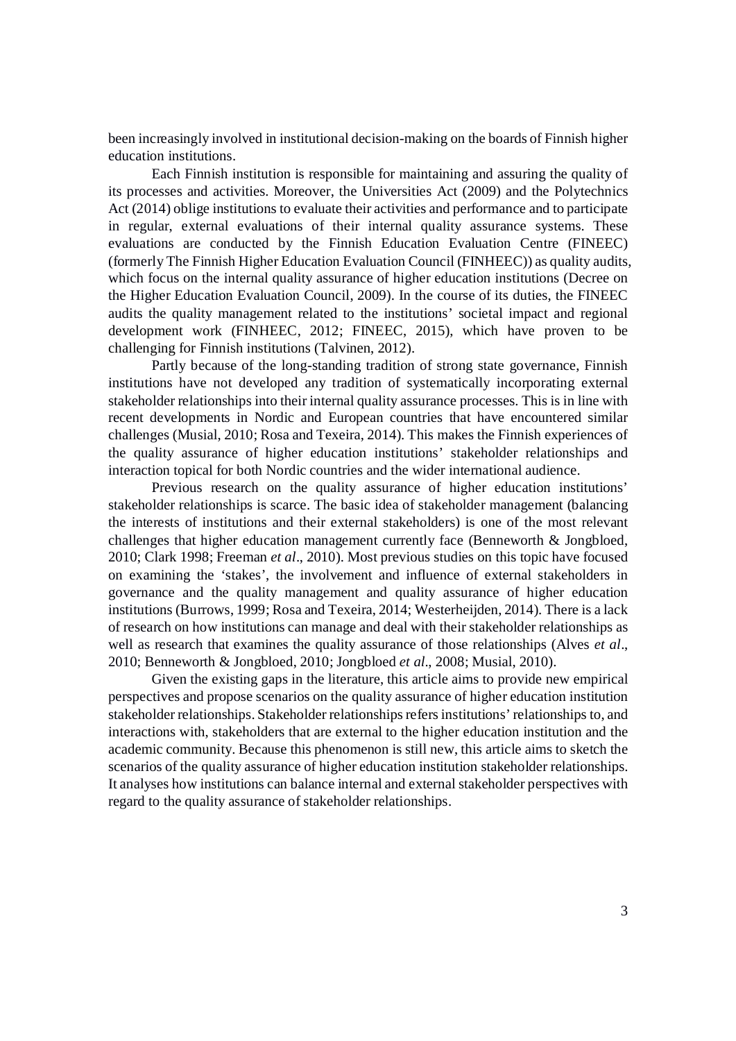been increasingly involved in institutional decision-making on the boards of Finnish higher education institutions.

Each Finnish institution is responsible for maintaining and assuring the quality of its processes and activities. Moreover, the Universities Act (2009) and the Polytechnics Act (2014) oblige institutions to evaluate their activities and performance and to participate in regular, external evaluations of their internal quality assurance systems. These evaluations are conducted by the Finnish Education Evaluation Centre (FINEEC) (formerly The Finnish Higher Education Evaluation Council (FINHEEC)) as quality audits, which focus on the internal quality assurance of higher education institutions (Decree on the Higher Education Evaluation Council, 2009). In the course of its duties, the FINEEC audits the quality management related to the institutions' societal impact and regional development work (FINHEEC, 2012; FINEEC, 2015), which have proven to be challenging for Finnish institutions (Talvinen, 2012).

Partly because of the long-standing tradition of strong state governance, Finnish institutions have not developed any tradition of systematically incorporating external stakeholder relationships into their internal quality assurance processes. This is in line with recent developments in Nordic and European countries that have encountered similar challenges (Musial, 2010; Rosa and Texeira, 2014). This makes the Finnish experiences of the quality assurance of higher education institutions' stakeholder relationships and interaction topical for both Nordic countries and the wider international audience.

Previous research on the quality assurance of higher education institutions' stakeholder relationships is scarce. The basic idea of stakeholder management (balancing the interests of institutions and their external stakeholders) is one of the most relevant challenges that higher education management currently face (Benneworth & Jongbloed, 2010; Clark 1998; Freeman *et al*., 2010). Most previous studies on this topic have focused on examining the 'stakes', the involvement and influence of external stakeholders in governance and the quality management and quality assurance of higher education institutions (Burrows, 1999; Rosa and Texeira, 2014; Westerheijden, 2014). There is a lack of research on how institutions can manage and deal with their stakeholder relationships as well as research that examines the quality assurance of those relationships (Alves *et al*., 2010; Benneworth & Jongbloed, 2010; Jongbloed *et al*., 2008; Musial, 2010).

Given the existing gaps in the literature, this article aims to provide new empirical perspectives and propose scenarios on the quality assurance of higher education institution stakeholder relationships. Stakeholder relationships refers institutions' relationships to, and interactions with, stakeholders that are external to the higher education institution and the academic community. Because this phenomenon is still new, this article aims to sketch the scenarios of the quality assurance of higher education institution stakeholder relationships. It analyses how institutions can balance internal and external stakeholder perspectives with regard to the quality assurance of stakeholder relationships.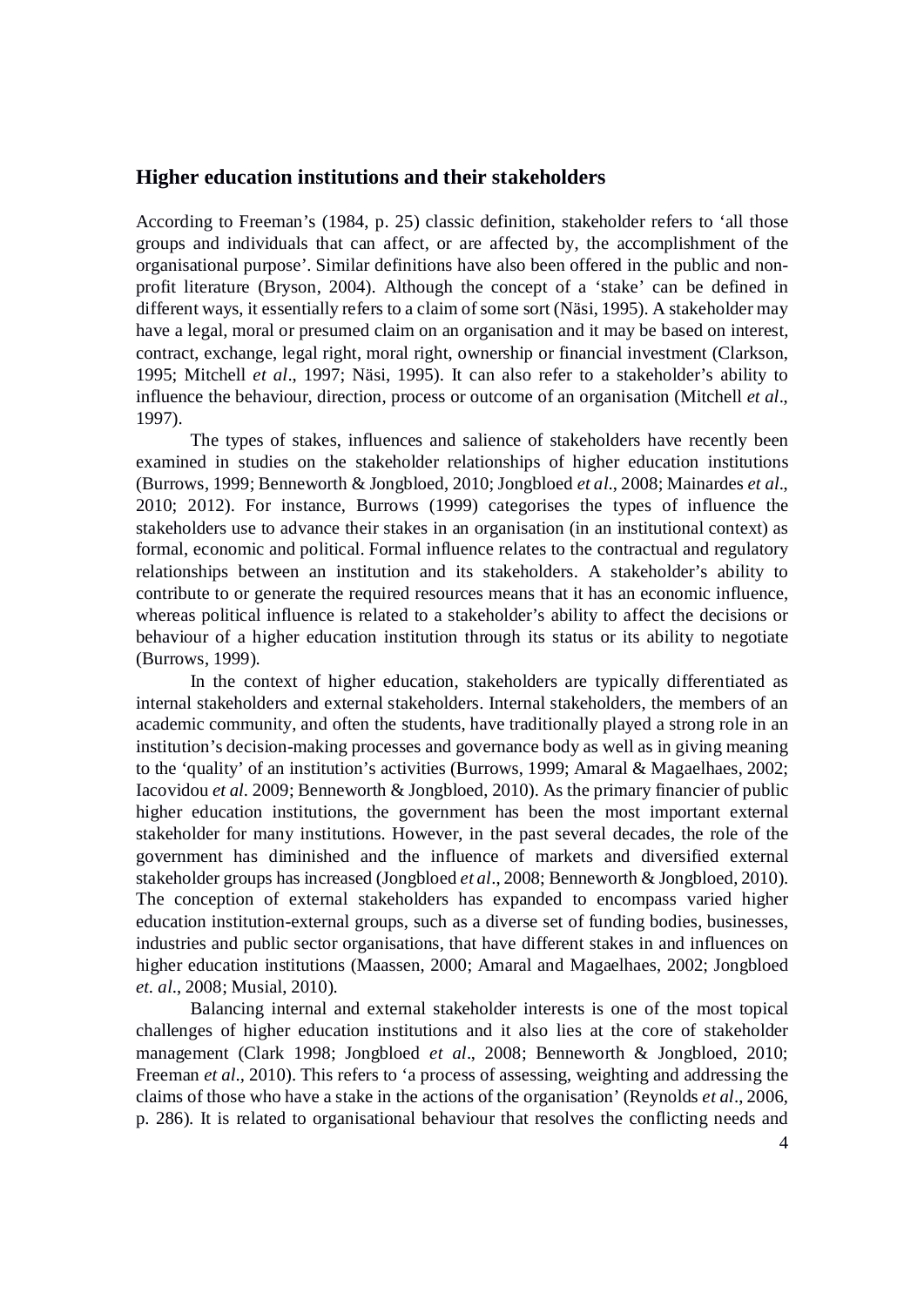## Higher education institutions and their stakeholders

According to Freeman's (1984, p. 25) classic definition, stakeholder refers to 'all those groups and individuals that can affect, or are affected by, the accomplishment of the organisational purpose'. Similar definitions have also been offered in the public and non-profit literature (Bryson, 2004). Although the concept of a 'stake' can be defined in different ways, it essentially refers to a claim of some sort (Näsi, 1995). A stakeholder may have a legal, moral or presumed claim on an organisation and it may be based on interest, contract, exchange, legal right, moral right, ownership or financial investment (Clarkson, 1995; Mitchell *et al*., 1997; Näsi, 1995). It can also refer to a stakeholder's ability to influence the behaviour, direction, process or outcome of an organisation (Mitchell *et al*., 1997).

The types of stakes, influences and salience of stakeholders have recently been examined in studies on the stakeholder relationships of higher education institutions (Burrows, 1999; Benneworth & Jongbloed, 2010; Jongbloed *et al*., 2008; Mainardes *et al*., 2010; 2012). For instance, Burrows (1999) categorises the types of influence the stakeholders use to advance their stakes in an organisation (in an institutional context) as formal, economic and political. Formal influence relates to the contractual and regulatory relationships between an institution and its stakeholders. A stakeholder's ability to contribute to or generate the required resources means that it has an economic influence, whereas political influence is related to a stakeholder's ability to affect the decisions or behaviour of a higher education institution through its status or its ability to negotiate (Burrows, 1999).

In the context of higher education, stakeholders are typically differentiated as internal stakeholders and external stakeholders. Internal stakeholders, the members of an academic community, and often the students, have traditionally played a strong role in an institution's decision-making processes and governance body as well as in giving meaning to the 'quality' of an institution's activities (Burrows, 1999; Amaral & Magaelhaes, 2002; Iacovidou *et al*. 2009; Benneworth & Jongbloed, 2010). As the primary financier of public higher education institutions, the government has been the most important external stakeholder for many institutions. However, in the past several decades, the role of the government has diminished and the influence of markets and diversified external stakeholder groups has increased (Jongbloed *et al*., 2008; Benneworth & Jongbloed, 2010). The conception of external stakeholders has expanded to encompass varied higher education institution-external groups, such as a diverse set of funding bodies, businesses, industries and public sector organisations, that have different stakes in and influences on higher education institutions (Maassen, 2000; Amaral and Magaelhaes, 2002; Jongbloed *et. al*., 2008; Musial, 2010).

Balancing internal and external stakeholder interests is one of the most topical challenges of higher education institutions and it also lies at the core of stakeholder management (Clark 1998; Jongbloed *et al*., 2008; Benneworth & Jongbloed, 2010; Freeman *et al*., 2010). This refers to 'a process of assessing, weighting and addressing the claims of those who have a stake in the actions of the organisation' (Reynolds *et al*., 2006, p. 286). It is related to organisational behaviour that resolves the conflicting needs and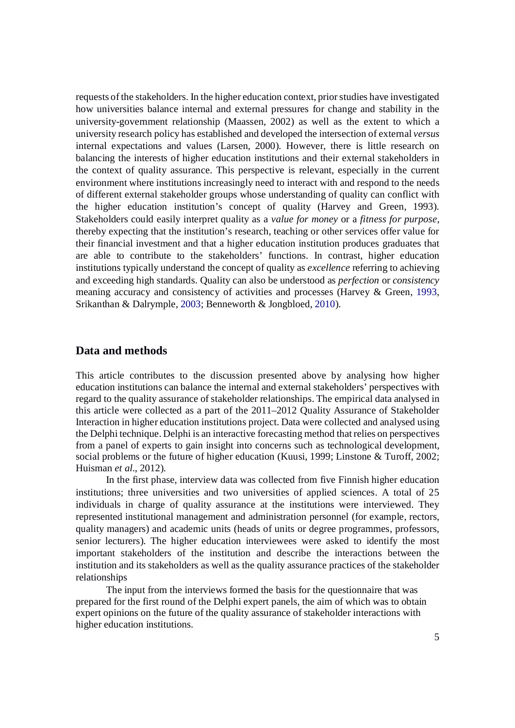requests of the stakeholders. In the higher education context, prior studies have investigated how universities balance internal and external pressures for change and stability in the university-government relationship (Maassen, 2002) as well as the extent to which a university research policy has established and developed the intersection of external *versus* internal expectations and values (Larsen, 2000). However, there is little research on balancing the interests of higher education institutions and their external stakeholders in the context of quality assurance. This perspective is relevant, especially in the current environment where institutions increasingly need to interact with and respond to the needs of different external stakeholder groups whose understanding of quality can conflict with the higher education institution's concept of quality (Harvey and Green, 1993). Stakeholders could easily interpret quality as a *value for money* or a *fitness for purpose*, thereby expecting that the institution's research, teaching or other services offer value for their financial investment and that a higher education institution produces graduates that are able to contribute to the stakeholders' functions. In contrast, higher education institutions typically understand the concept of quality as *excellence* referring to achieving and exceeding high standards. Quality can also be understood as *perfection* or *consistency* meaning accuracy and consistency of activities and processes (Harvey & Green, 1993, Srikanthan & Dalrymple, 2003; Benneworth & Jongbloed, 2010).

## Data and methods

This article contributes to the discussion presented above by analysing how higher education institutions can balance the internal and external stakeholders' perspectives with regard to the quality assurance of stakeholder relationships. The empirical data analysed in this article were collected as a part of the 2011–2012 Quality Assurance of Stakeholder Interaction in higher education institutions project. Data were collected and analysed using the Delphi technique. Delphi is an interactive forecasting method that relies on perspectives from a panel of experts to gain insight into concerns such as technological development, social problems or the future of higher education (Kuusi, 1999; Linstone & Turoff, 2002; Huisman *et al*., 2012).

In the first phase, interview data was collected from five Finnish higher education institutions; three universities and two universities of applied sciences. A total of 25 individuals in charge of quality assurance at the institutions were interviewed. They represented institutional management and administration personnel (for example, rectors, quality managers) and academic units (heads of units or degree programmes, professors, senior lecturers). The higher education interviewees were asked to identify the most important stakeholders of the institution and describe the interactions between the institution and its stakeholders as well as the quality assurance practices of the stakeholder relationships

The input from the interviews formed the basis for the questionnaire that was prepared for the first round of the Delphi expert panels, the aim of which was to obtain expert opinions on the future of the quality assurance of stakeholder interactions with higher education institutions.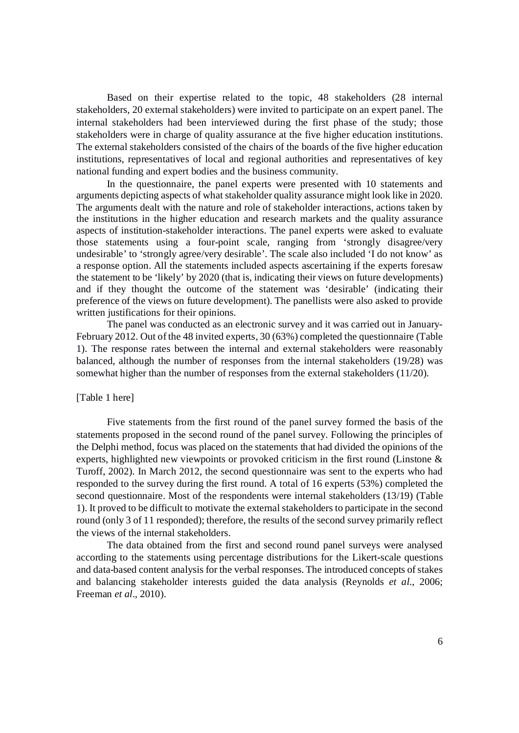Based on their expertise related to the topic, 48 stakeholders (28 internal stakeholders, 20 external stakeholders) were invited to participate on an expert panel. The internal stakeholders had been interviewed during the first phase of the study; those stakeholders were in charge of quality assurance at the five higher education institutions. The external stakeholders consisted of the chairs of the boards of the five higher education institutions, representatives of local and regional authorities and representatives of key national funding and expert bodies and the business community.

In the questionnaire, the panel experts were presented with 10 statements and arguments depicting aspects of what stakeholder quality assurance might look like in 2020. The arguments dealt with the nature and role of stakeholder interactions, actions taken by the institutions in the higher education and research markets and the quality assurance aspects of institution-stakeholder interactions. The panel experts were asked to evaluate those statements using a four-point scale, ranging from 'strongly disagree/very undesirable' to 'strongly agree/very desirable'. The scale also included 'I do not know' as a response option. All the statements included aspects ascertaining if the experts foresaw the statement to be 'likely' by 2020 (that is, indicating their views on future developments) and if they thought the outcome of the statement was 'desirable' (indicating their preference of the views on future development). The panellists were also asked to provide written justifications for their opinions.

The panel was conducted as an electronic survey and it was carried out in January-February 2012. Out of the 48 invited experts, 30 (63%) completed the questionnaire (Table 1). The response rates between the internal and external stakeholders were reasonably balanced, although the number of responses from the internal stakeholders (19/28) was somewhat higher than the number of responses from the external stakeholders (11/20).

[Table 1 here]

Five statements from the first round of the panel survey formed the basis of the statements proposed in the second round of the panel survey. Following the principles of the Delphi method, focus was placed on the statements that had divided the opinions of the experts, highlighted new viewpoints or provoked criticism in the first round (Linstone & Turoff, 2002). In March 2012, the second questionnaire was sent to the experts who had responded to the survey during the first round. A total of 16 experts (53%) completed the second questionnaire. Most of the respondents were internal stakeholders (13/19) (Table 1). It proved to be difficult to motivate the external stakeholders to participate in the second round (only 3 of 11 responded); therefore, the results of the second survey primarily reflect the views of the internal stakeholders.

The data obtained from the first and second round panel surveys were analysed according to the statements using percentage distributions for the Likert-scale questions and data-based content analysis for the verbal responses. The introduced concepts of stakes and balancing stakeholder interests guided the data analysis (Reynolds *et al*., 2006; Freeman *et al*., 2010).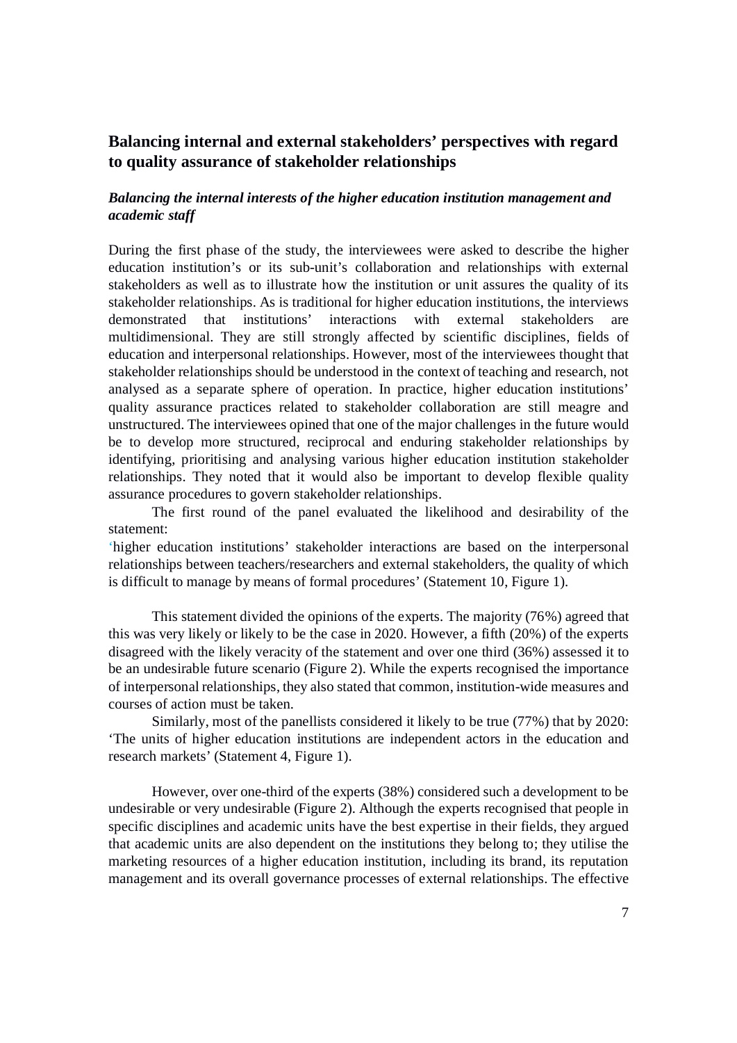## Balancing internal and external stakeholders' perspectives with regard to quality assurance of stakeholder relationships

### *Balancing the internal interests of the higher education institution management and academic staff*

During the first phase of the study, the interviewees were asked to describe the higher education institution's or its sub-unit's collaboration and relationships with external stakeholders as well as to illustrate how the institution or unit assures the quality of its stakeholder relationships. As is traditional for higher education institutions, the interviews demonstrated that institutions' interactions with external stakeholders are multidimensional. They are still strongly affected by scientific disciplines, fields of education and interpersonal relationships. However, most of the interviewees thought that stakeholder relationships should be understood in the context of teaching and research, not analysed as a separate sphere of operation. In practice, higher education institutions' quality assurance practices related to stakeholder collaboration are still meagre and unstructured. The interviewees opined that one of the major challenges in the future would be to develop more structured, reciprocal and enduring stakeholder relationships by identifying, prioritising and analysing various higher education institution stakeholder relationships. They noted that it would also be important to develop flexible quality assurance procedures to govern stakeholder relationships.

The first round of the panel evaluated the likelihood and desirability of the statement:

'higher education institutions' stakeholder interactions are based on the interpersonal relationships between teachers/researchers and external stakeholders, the quality of which is difficult to manage by means of formal procedures' (Statement 10, Figure 1).

This statement divided the opinions of the experts. The majority (76%) agreed that this was very likely or likely to be the case in 2020. However, a fifth (20%) of the experts disagreed with the likely veracity of the statement and over one third (36%) assessed it to be an undesirable future scenario (Figure 2). While the experts recognised the importance of interpersonal relationships, they also stated that common, institution-wide measures and courses of action must be taken.

Similarly, most of the panellists considered it likely to be true (77%) that by 2020: 'The units of higher education institutions are independent actors in the education and research markets' (Statement 4, Figure 1).

However, over one-third of the experts (38%) considered such a development to be undesirable or very undesirable (Figure 2). Although the experts recognised that people in specific disciplines and academic units have the best expertise in their fields, they argued that academic units are also dependent on the institutions they belong to; they utilise the marketing resources of a higher education institution, including its brand, its reputation management and its overall governance processes of external relationships. The effective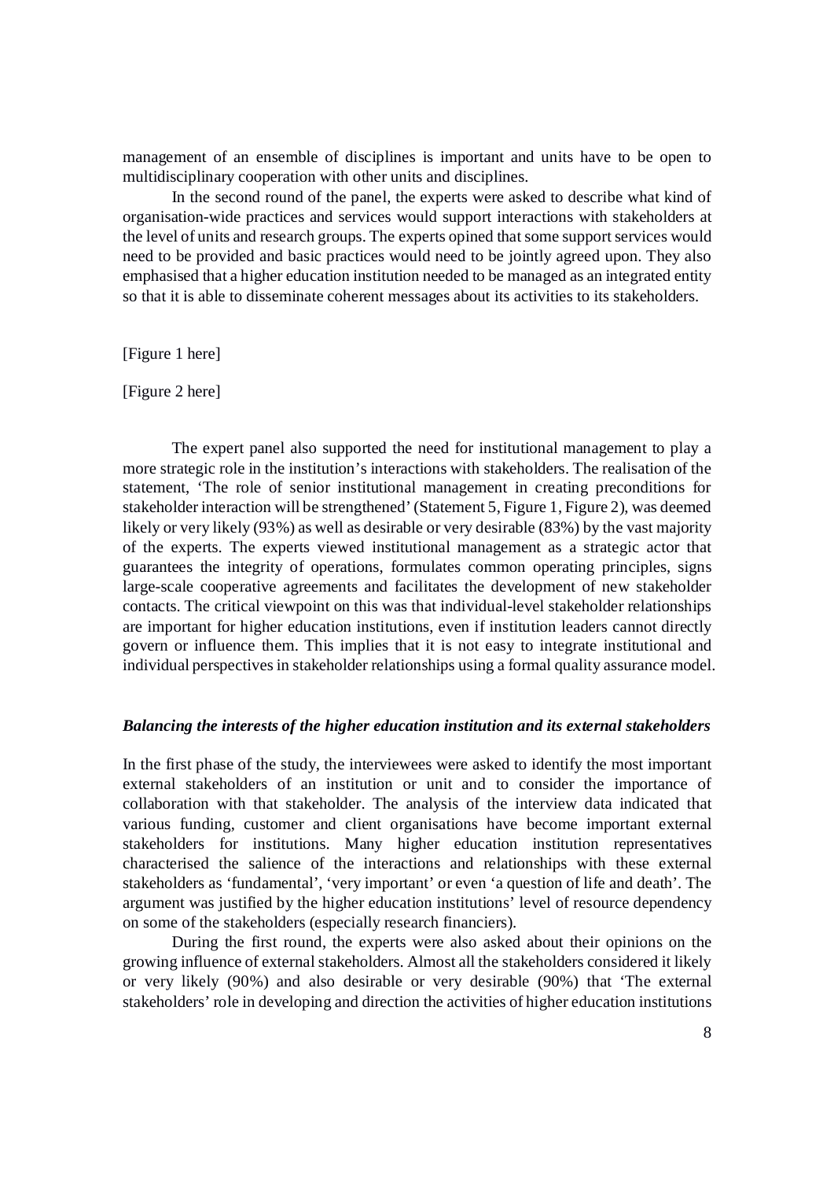management of an ensemble of disciplines is important and units have to be open to multidisciplinary cooperation with other units and disciplines.

In the second round of the panel, the experts were asked to describe what kind of organisation-wide practices and services would support interactions with stakeholders at the level of units and research groups. The experts opined that some support services would need to be provided and basic practices would need to be jointly agreed upon. They also emphasised that a higher education institution needed to be managed as an integrated entity so that it is able to disseminate coherent messages about its activities to its stakeholders.

[Figure 1 here]

[Figure 2 here]

The expert panel also supported the need for institutional management to play a more strategic role in the institution's interactions with stakeholders. The realisation of the statement, 'The role of senior institutional management in creating preconditions for stakeholder interaction will be strengthened' (Statement 5, Figure 1, Figure 2), was deemed likely or very likely (93%) as well as desirable or very desirable (83%) by the vast majority of the experts. The experts viewed institutional management as a strategic actor that guarantees the integrity of operations, formulates common operating principles, signs large-scale cooperative agreements and facilitates the development of new stakeholder contacts. The critical viewpoint on this was that individual-level stakeholder relationships are important for higher education institutions, even if institution leaders cannot directly govern or influence them. This implies that it is not easy to integrate institutional and individual perspectives in stakeholder relationships using a formal quality assurance model.

### ***Balancing the interests of the higher education institution and its external stakeholders***

In the first phase of the study, the interviewees were asked to identify the most important external stakeholders of an institution or unit and to consider the importance of collaboration with that stakeholder. The analysis of the interview data indicated that various funding, customer and client organisations have become important external stakeholders for institutions. Many higher education institution representatives characterised the salience of the interactions and relationships with these external stakeholders as 'fundamental', 'very important' or even 'a question of life and death'. The argument was justified by the higher education institutions' level of resource dependency on some of the stakeholders (especially research financiers).

During the first round, the experts were also asked about their opinions on the growing influence of external stakeholders. Almost all the stakeholders considered it likely or very likely (90%) and also desirable or very desirable (90%) that 'The external stakeholders' role in developing and direction the activities of higher education institutions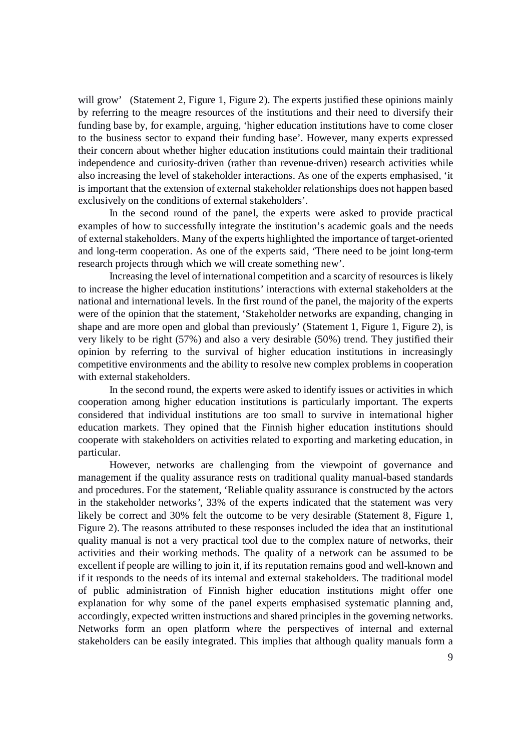will grow' (Statement 2, Figure 1, Figure 2). The experts justified these opinions mainly by referring to the meagre resources of the institutions and their need to diversify their funding base by, for example, arguing, 'higher education institutions have to come closer to the business sector to expand their funding base'. However, many experts expressed their concern about whether higher education institutions could maintain their traditional independence and curiosity-driven (rather than revenue-driven) research activities while also increasing the level of stakeholder interactions. As one of the experts emphasised, 'it is important that the extension of external stakeholder relationships does not happen based exclusively on the conditions of external stakeholders'.

In the second round of the panel, the experts were asked to provide practical examples of how to successfully integrate the institution's academic goals and the needs of external stakeholders. Many of the experts highlighted the importance of target-oriented and long-term cooperation. As one of the experts said, 'There need to be joint long-term research projects through which we will create something new'.

Increasing the level of international competition and a scarcity of resources is likely to increase the higher education institutions' interactions with external stakeholders at the national and international levels. In the first round of the panel, the majority of the experts were of the opinion that the statement, 'Stakeholder networks are expanding, changing in shape and are more open and global than previously' (Statement 1, Figure 1, Figure 2), is very likely to be right (57%) and also a very desirable (50%) trend. They justified their opinion by referring to the survival of higher education institutions in increasingly competitive environments and the ability to resolve new complex problems in cooperation with external stakeholders.

In the second round, the experts were asked to identify issues or activities in which cooperation among higher education institutions is particularly important. The experts considered that individual institutions are too small to survive in international higher education markets. They opined that the Finnish higher education institutions should cooperate with stakeholders on activities related to exporting and marketing education, in particular.

However, networks are challenging from the viewpoint of governance and management if the quality assurance rests on traditional quality manual-based standards and procedures. For the statement, 'Reliable quality assurance is constructed by the actors in the stakeholder networks', 33% of the experts indicated that the statement was very likely be correct and 30% felt the outcome to be very desirable (Statement 8, Figure 1, Figure 2). The reasons attributed to these responses included the idea that an institutional quality manual is not a very practical tool due to the complex nature of networks, their activities and their working methods. The quality of a network can be assumed to be excellent if people are willing to join it, if its reputation remains good and well-known and if it responds to the needs of its internal and external stakeholders. The traditional model of public administration of Finnish higher education institutions might offer one explanation for why some of the panel experts emphasised systematic planning and, accordingly, expected written instructions and shared principles in the governing networks. Networks form an open platform where the perspectives of internal and external stakeholders can be easily integrated. This implies that although quality manuals form a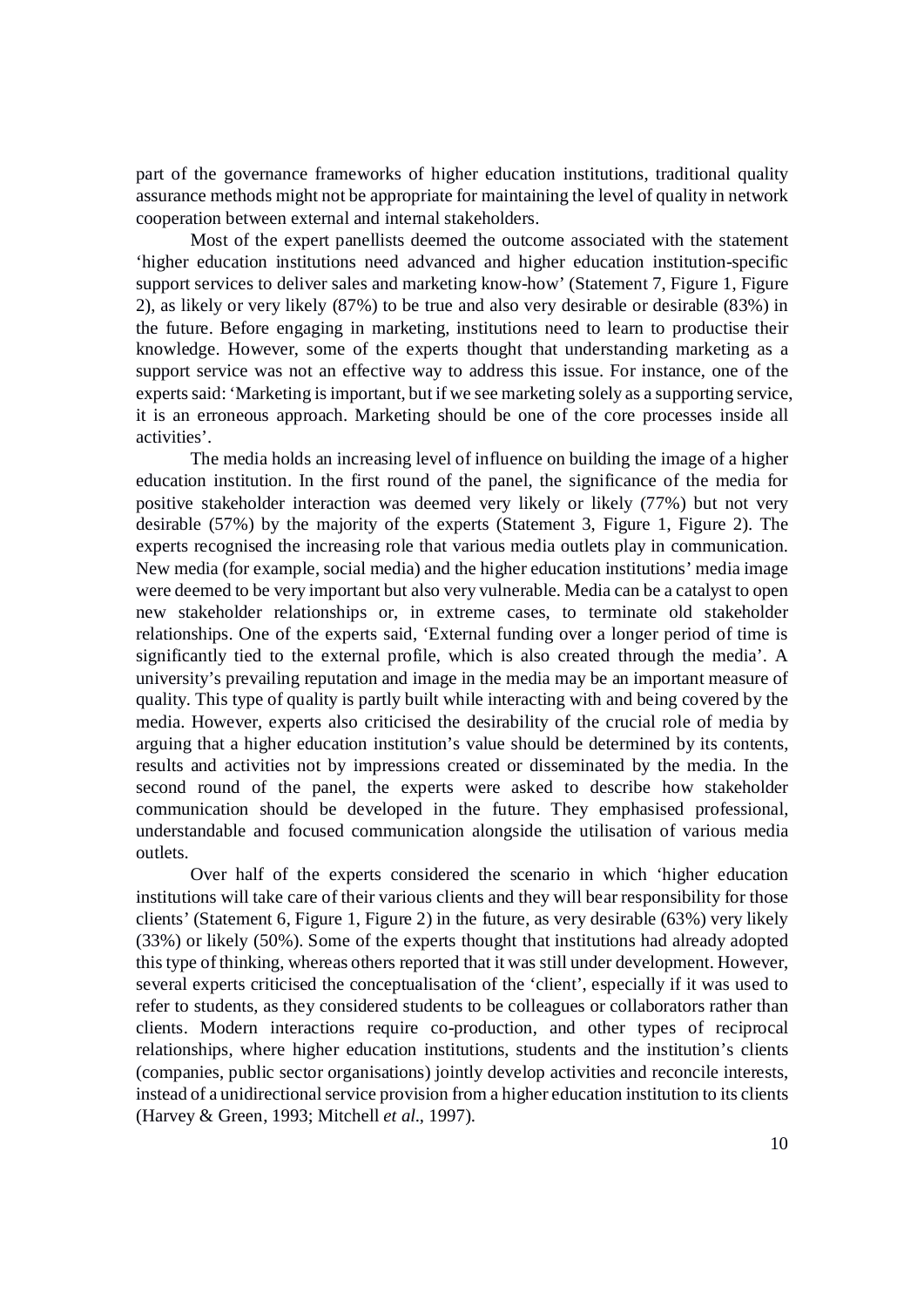part of the governance frameworks of higher education institutions, traditional quality assurance methods might not be appropriate for maintaining the level of quality in network cooperation between external and internal stakeholders.

Most of the expert panellists deemed the outcome associated with the statement 'higher education institutions need advanced and higher education institution-specific support services to deliver sales and marketing know-how' (Statement 7, Figure 1, Figure 2), as likely or very likely (87%) to be true and also very desirable or desirable (83%) in the future. Before engaging in marketing, institutions need to learn to productise their knowledge. However, some of the experts thought that understanding marketing as a support service was not an effective way to address this issue. For instance, one of the experts said: 'Marketing is important, but if we see marketing solely as a supporting service, it is an erroneous approach. Marketing should be one of the core processes inside all activities'.

The media holds an increasing level of influence on building the image of a higher education institution. In the first round of the panel, the significance of the media for positive stakeholder interaction was deemed very likely or likely (77%) but not very desirable (57%) by the majority of the experts (Statement 3, Figure 1, Figure 2). The experts recognised the increasing role that various media outlets play in communication. New media (for example, social media) and the higher education institutions' media image were deemed to be very important but also very vulnerable. Media can be a catalyst to open new stakeholder relationships or, in extreme cases, to terminate old stakeholder relationships. One of the experts said, 'External funding over a longer period of time is significantly tied to the external profile, which is also created through the media'. A university's prevailing reputation and image in the media may be an important measure of quality. This type of quality is partly built while interacting with and being covered by the media. However, experts also criticised the desirability of the crucial role of media by arguing that a higher education institution's value should be determined by its contents, results and activities not by impressions created or disseminated by the media. In the second round of the panel, the experts were asked to describe how stakeholder communication should be developed in the future. They emphasised professional, understandable and focused communication alongside the utilisation of various media outlets.

Over half of the experts considered the scenario in which 'higher education institutions will take care of their various clients and they will bear responsibility for those clients' (Statement 6, Figure 1, Figure 2) in the future, as very desirable (63%) very likely (33%) or likely (50%). Some of the experts thought that institutions had already adopted this type of thinking, whereas others reported that it was still under development. However, several experts criticised the conceptualisation of the 'client', especially if it was used to refer to students, as they considered students to be colleagues or collaborators rather than clients. Modern interactions require co-production, and other types of reciprocal relationships, where higher education institutions, students and the institution's clients (companies, public sector organisations) jointly develop activities and reconcile interests, instead of a unidirectional service provision from a higher education institution to its clients (Harvey & Green, 1993; Mitchell *et al*., 1997).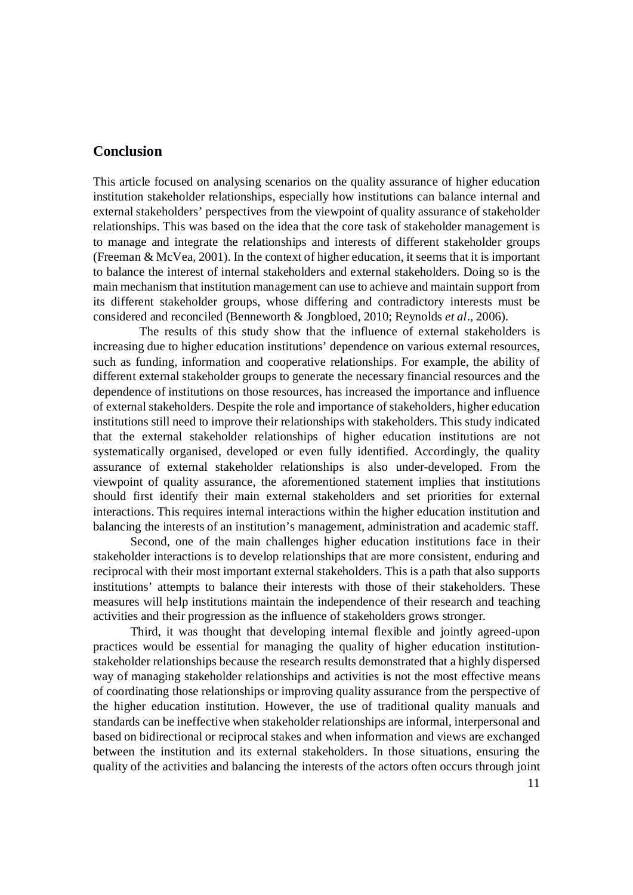## Conclusion

This article focused on analysing scenarios on the quality assurance of higher education institution stakeholder relationships, especially how institutions can balance internal and external stakeholders' perspectives from the viewpoint of quality assurance of stakeholder relationships. This was based on the idea that the core task of stakeholder management is to manage and integrate the relationships and interests of different stakeholder groups (Freeman & McVea, 2001). In the context of higher education, it seems that it is important to balance the interest of internal stakeholders and external stakeholders. Doing so is the main mechanism that institution management can use to achieve and maintain support from its different stakeholder groups, whose differing and contradictory interests must be considered and reconciled (Benneworth & Jongbloed, 2010; Reynolds *et al*., 2006).

The results of this study show that the influence of external stakeholders is increasing due to higher education institutions' dependence on various external resources, such as funding, information and cooperative relationships. For example, the ability of different external stakeholder groups to generate the necessary financial resources and the dependence of institutions on those resources, has increased the importance and influence of external stakeholders. Despite the role and importance of stakeholders, higher education institutions still need to improve their relationships with stakeholders. This study indicated that the external stakeholder relationships of higher education institutions are not systematically organised, developed or even fully identified. Accordingly, the quality assurance of external stakeholder relationships is also under-developed. From the viewpoint of quality assurance, the aforementioned statement implies that institutions should first identify their main external stakeholders and set priorities for external interactions. This requires internal interactions within the higher education institution and balancing the interests of an institution's management, administration and academic staff.

Second, one of the main challenges higher education institutions face in their stakeholder interactions is to develop relationships that are more consistent, enduring and reciprocal with their most important external stakeholders. This is a path that also supports institutions' attempts to balance their interests with those of their stakeholders. These measures will help institutions maintain the independence of their research and teaching activities and their progression as the influence of stakeholders grows stronger.

Third, it was thought that developing internal flexible and jointly agreed-upon practices would be essential for managing the quality of higher education institution-stakeholder relationships because the research results demonstrated that a highly dispersed way of managing stakeholder relationships and activities is not the most effective means of coordinating those relationships or improving quality assurance from the perspective of the higher education institution. However, the use of traditional quality manuals and standards can be ineffective when stakeholder relationships are informal, interpersonal and based on bidirectional or reciprocal stakes and when information and views are exchanged between the institution and its external stakeholders. In those situations, ensuring the quality of the activities and balancing the interests of the actors often occurs through joint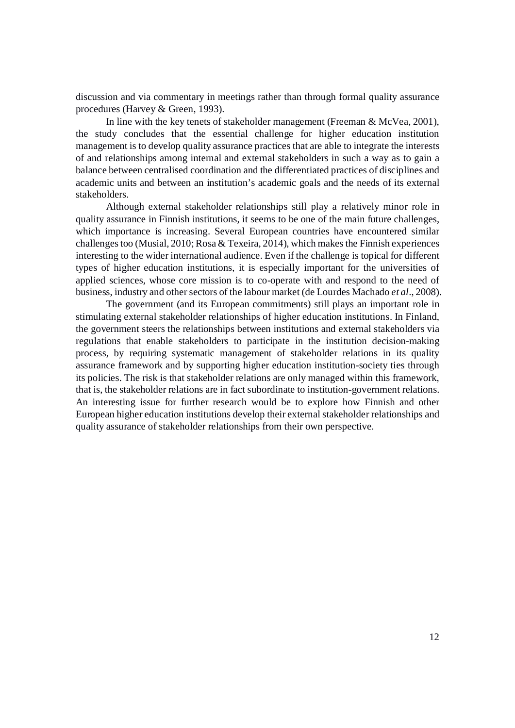discussion and via commentary in meetings rather than through formal quality assurance procedures (Harvey & Green, 1993).

In line with the key tenets of stakeholder management (Freeman & McVea, 2001), the study concludes that the essential challenge for higher education institution management is to develop quality assurance practices that are able to integrate the interests of and relationships among internal and external stakeholders in such a way as to gain a balance between centralised coordination and the differentiated practices of disciplines and academic units and between an institution's academic goals and the needs of its external stakeholders.

Although external stakeholder relationships still play a relatively minor role in quality assurance in Finnish institutions, it seems to be one of the main future challenges, which importance is increasing. Several European countries have encountered similar challenges too (Musial, 2010; Rosa & Texeira, 2014), which makes the Finnish experiences interesting to the wider international audience. Even if the challenge is topical for different types of higher education institutions, it is especially important for the universities of applied sciences, whose core mission is to co-operate with and respond to the need of business, industry and other sectors of the labour market (de Lourdes Machado *et al*., 2008).

The government (and its European commitments) still plays an important role in stimulating external stakeholder relationships of higher education institutions. In Finland, the government steers the relationships between institutions and external stakeholders via regulations that enable stakeholders to participate in the institution decision-making process, by requiring systematic management of stakeholder relations in its quality assurance framework and by supporting higher education institution-society ties through its policies. The risk is that stakeholder relations are only managed within this framework, that is, the stakeholder relations are in fact subordinate to institution-government relations. An interesting issue for further research would be to explore how Finnish and other European higher education institutions develop their external stakeholder relationships and quality assurance of stakeholder relationships from their own perspective.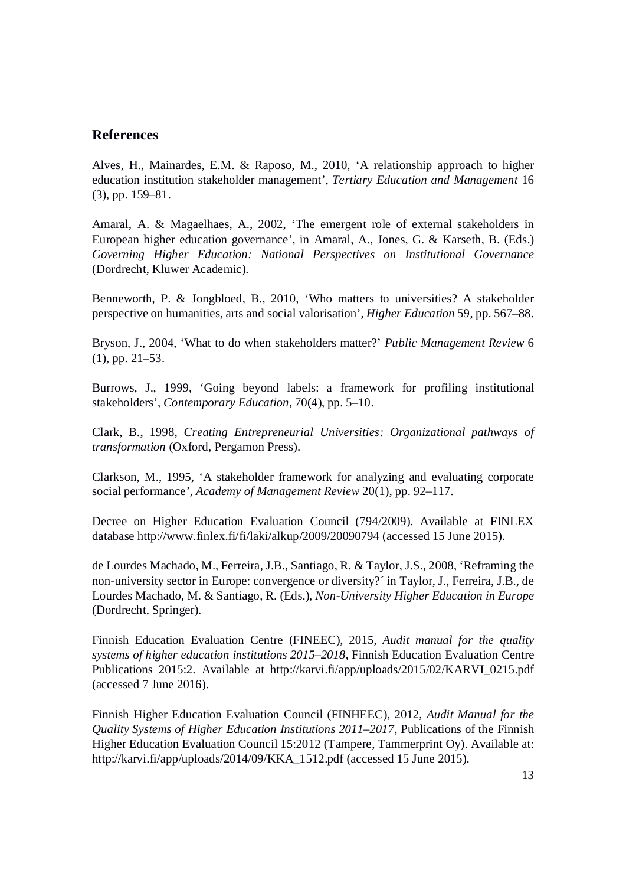## References

Alves, H., Mainardes, E.M. & Raposo, M., 2010, 'A relationship approach to higher education institution stakeholder management', *Tertiary Education and Management* 16 (3), pp. 159–81.

Amaral, A. & Magaelhaes, A., 2002, 'The emergent role of external stakeholders in European higher education governance', in Amaral, A., Jones, G. & Karseth, B. (Eds.) *Governing Higher Education: National Perspectives on Institutional Governance* (Dordrecht, Kluwer Academic).

Benneworth, P. & Jongbloed, B., 2010, 'Who matters to universities? A stakeholder perspective on humanities, arts and social valorisation', *Higher Education* 59, pp. 567–88.

Bryson, J., 2004, 'What to do when stakeholders matter?' *Public Management Review* 6 (1), pp. 21–53.

Burrows, J., 1999, 'Going beyond labels: a framework for profiling institutional stakeholders', *Contemporary Education*, 70(4), pp. 5–10.

Clark, B., 1998, *Creating Entrepreneurial Universities: Organizational pathways of transformation* (Oxford, Pergamon Press).

Clarkson, M., 1995, 'A stakeholder framework for analyzing and evaluating corporate social performance', *Academy of Management Review* 20(1), pp. 92–117.

Decree on Higher Education Evaluation Council (794/2009). Available at FINLEX database http://www.finlex.fi/fi/laki/alkup/2009/20090794 (accessed 15 June 2015).

de Lourdes Machado, M., Ferreira, J.B., Santiago, R. & Taylor, J.S., 2008, 'Reframing the non-university sector in Europe: convergence or diversity?´ in Taylor, J., Ferreira, J.B., de Lourdes Machado, M. & Santiago, R. (Eds.), *Non-University Higher Education in Europe* (Dordrecht, Springer).

Finnish Education Evaluation Centre (FINEEC), 2015, *Audit manual for the quality systems of higher education institutions 2015–2018*, Finnish Education Evaluation Centre Publications 2015:2. Available at http://karvi.fi/app/uploads/2015/02/KARVI_0215.pdf (accessed 7 June 2016).

Finnish Higher Education Evaluation Council (FINHEEC), 2012, *Audit Manual for the Quality Systems of Higher Education Institutions 2011–2017*, Publications of the Finnish Higher Education Evaluation Council 15:2012 (Tampere, Tammerprint Oy). Available at: http://karvi.fi/app/uploads/2014/09/KKA_1512.pdf (accessed 15 June 2015).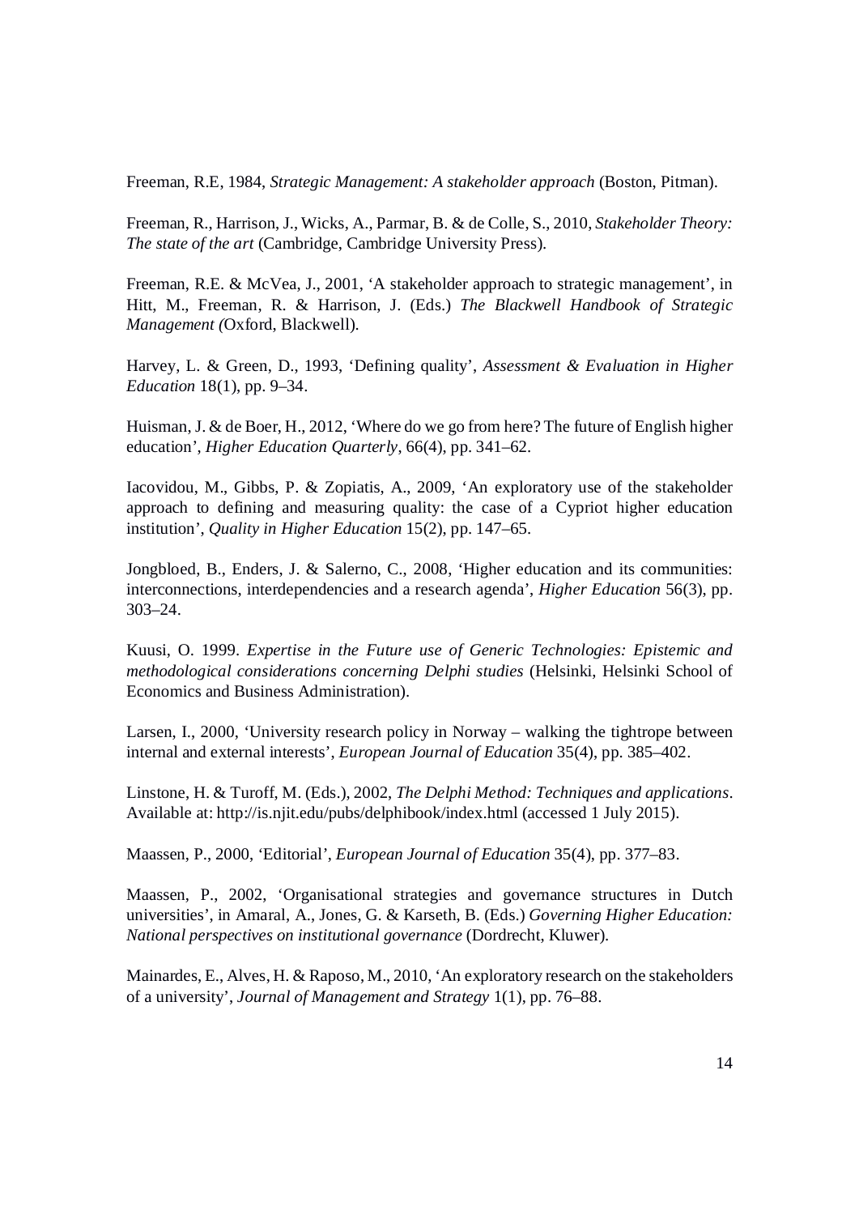Freeman, R.E, 1984, *Strategic Management: A stakeholder approach* (Boston, Pitman).

Freeman, R., Harrison, J., Wicks, A., Parmar, B. & de Colle, S., 2010, *Stakeholder Theory: The state of the art* (Cambridge, Cambridge University Press).

Freeman, R.E. & McVea, J., 2001, 'A stakeholder approach to strategic management', in Hitt, M., Freeman, R. & Harrison, J. (Eds.) *The Blackwell Handbook of Strategic Management (*Oxford, Blackwell).

Harvey, L. & Green, D., 1993, 'Defining quality', *Assessment & Evaluation in Higher Education* 18(1), pp. 9–34.

Huisman, J. & de Boer, H., 2012, 'Where do we go from here? The future of English higher education', *Higher Education Quarterly*, 66(4), pp. 341–62.

Iacovidou, M., Gibbs, P. & Zopiatis, A., 2009, 'An exploratory use of the stakeholder approach to defining and measuring quality: the case of a Cypriot higher education institution', *Quality in Higher Education* 15(2), pp. 147–65.

Jongbloed, B., Enders, J. & Salerno, C., 2008, 'Higher education and its communities: interconnections, interdependencies and a research agenda', *Higher Education* 56(3), pp. 303–24.

Kuusi, O. 1999. *Expertise in the Future use of Generic Technologies: Epistemic and methodological considerations concerning Delphi studies* (Helsinki, Helsinki School of Economics and Business Administration).

Larsen, I., 2000, 'University research policy in Norway – walking the tightrope between internal and external interests', *European Journal of Education* 35(4), pp. 385–402.

Linstone, H. & Turoff, M. (Eds.), 2002, *The Delphi Method: Techniques and applications*. Available at: http://is.njit.edu/pubs/delphibook/index.html (accessed 1 July 2015).

Maassen, P., 2000, 'Editorial', *European Journal of Education* 35(4), pp. 377–83.

Maassen, P., 2002, 'Organisational strategies and governance structures in Dutch universities', in Amaral, A., Jones, G. & Karseth, B. (Eds.) *Governing Higher Education: National perspectives on institutional governance* (Dordrecht, Kluwer).

Mainardes, E., Alves, H. & Raposo, M., 2010, 'An exploratory research on the stakeholders of a university', *Journal of Management and Strategy* 1(1), pp. 76–88.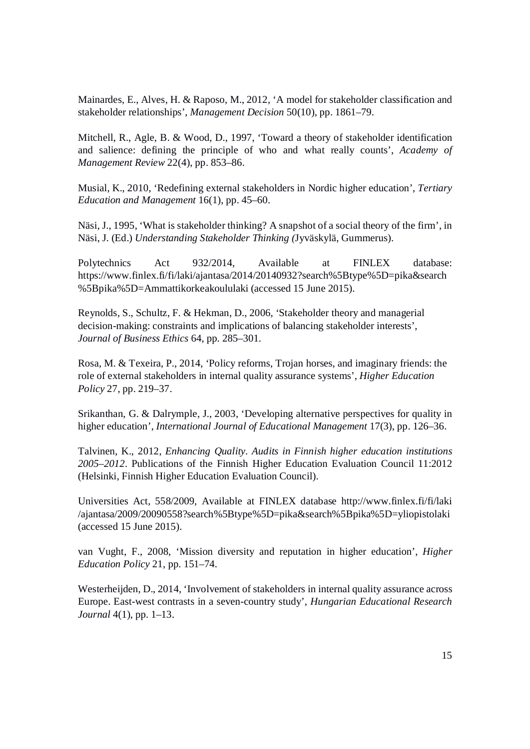Mainardes, E., Alves, H. & Raposo, M., 2012, 'A model for stakeholder classification and stakeholder relationships', *Management Decision* 50(10), pp. 1861–79.

Mitchell, R., Agle, B. & Wood, D., 1997, 'Toward a theory of stakeholder identification and salience: defining the principle of who and what really counts', *Academy of Management Review* 22(4), pp. 853–86.

Musial, K., 2010, 'Redefining external stakeholders in Nordic higher education', *Tertiary Education and Management* 16(1), pp. 45–60.

Näsi, J., 1995, 'What is stakeholder thinking? A snapshot of a social theory of the firm', in Näsi, J. (Ed.) *Understanding Stakeholder Thinking (*Jyväskylä, Gummerus).

Polytechnics Act 932/2014, Available at FINLEX database: https://www.finlex.fi/fi/laki/ajantasa/2014/20140932?search%5Btype%5D=pika&search%5Bpika%5D=Ammattikorkeakoululaki (accessed 15 June 2015).

Reynolds, S., Schultz, F. & Hekman, D., 2006, 'Stakeholder theory and managerial decision-making: constraints and implications of balancing stakeholder interests', *Journal of Business Ethics* 64, pp. 285–301.

Rosa, M. & Texeira, P., 2014, 'Policy reforms, Trojan horses, and imaginary friends: the role of external stakeholders in internal quality assurance systems', *Higher Education Policy* 27, pp. 219–37.

Srikanthan, G. & Dalrymple, J., 2003, 'Developing alternative perspectives for quality in higher education', *International Journal of Educational Management* 17(3), pp. 126–36.

Talvinen, K., 2012, *Enhancing Quality. Audits in Finnish higher education institutions 2005–2012*. Publications of the Finnish Higher Education Evaluation Council 11:2012 (Helsinki, Finnish Higher Education Evaluation Council).

Universities Act, 558/2009, Available at FINLEX database http://www.finlex.fi/fi/laki/ajantasa/2009/20090558?search%5Btype%5D=pika&search%5Bpika%5D=yliopistolaki (accessed 15 June 2015).

van Vught, F., 2008, 'Mission diversity and reputation in higher education', *Higher Education Policy* 21, pp. 151–74.

Westerheijden, D., 2014, 'Involvement of stakeholders in internal quality assurance across Europe. East-west contrasts in a seven-country study', *Hungarian Educational Research Journal* 4(1), pp. 1–13.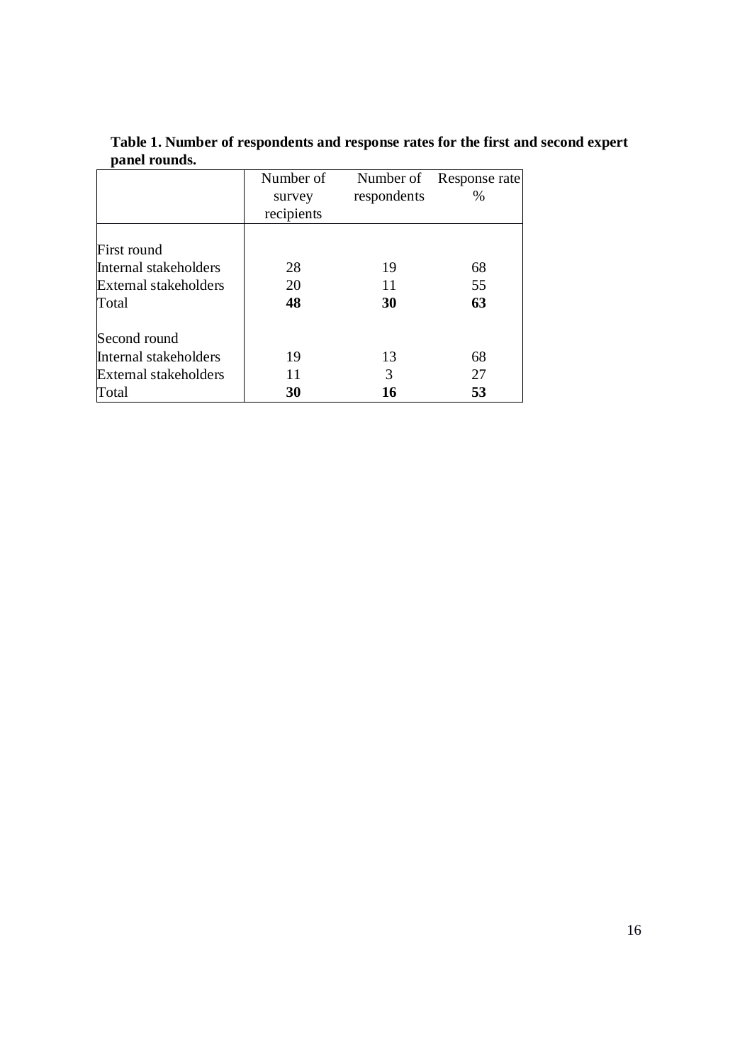**Table 1. Number of respondents and response rates for the first and second expert panel rounds.**

| | Number of survey recipients | Number of respondents | Response rate % |
|---|---|---|---|
| First round | | | |
| Internal stakeholders | 28 | 19 | 68 |
| External stakeholders | 20 | 11 | 55 |
| Total | **48** | **30** | **63** |
| Second round | | | |
| Internal stakeholders | 19 | 13 | 68 |
| External stakeholders | 11 | 3 | 27 |
| Total | **30** | **16** | **53** |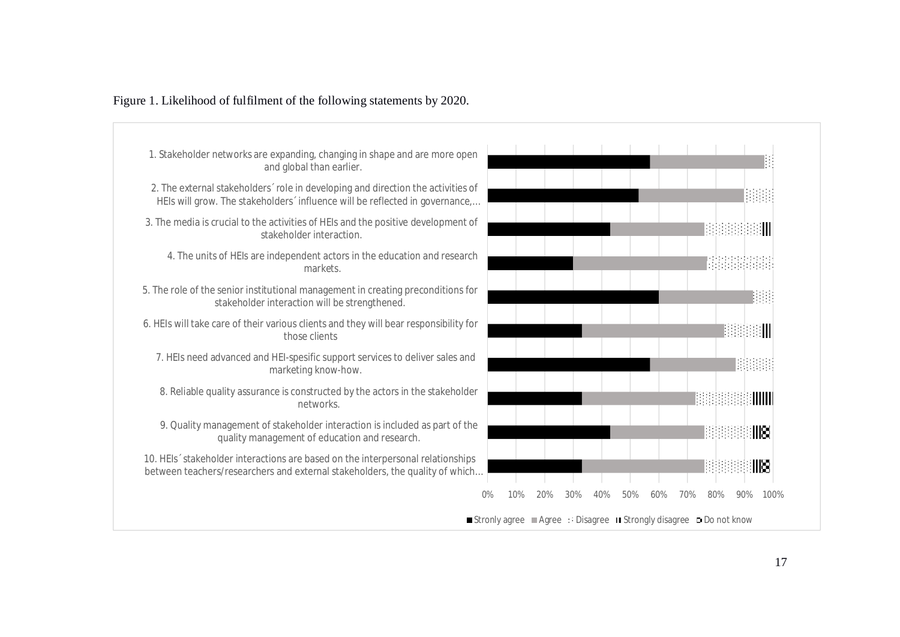Figure 1. Likelihood of fulfilment of the following statements by 2020.

1. Stakeholder networks are expanding, changing in shape and are more open and global than earlier.

2. The external stakeholders´ role in developing and direction the activities of HEIs will grow. The stakeholders´ influence will be reflected in governance,…

3. The media is crucial to the activities of HEIs and the positive development of stakeholder interaction.

4. The units of HEIs are independent actors in the education and research markets.

5. The role of the senior institutional management in creating preconditions for stakeholder interaction will be strengthened.

6. HEIs will take care of their various clients and they will bear responsibility for those clients

7. HEIs need advanced and HEI-spesific support services to deliver sales and marketing know-how.

8. Reliable quality assurance is constructed by the actors in the stakeholder networks.

9. Quality management of stakeholder interaction is included as part of the quality management of education and research.

10. HEIs´ stakeholder interactions are based on the interpersonal relationships between teachers/researchers and external stakeholders, the quality of which…

0% 10% 20% 30% 40% 50% 60% 70% 80% 90% 100%

Stronly agree, Agree, Disagree, Strongly disagree, Do not know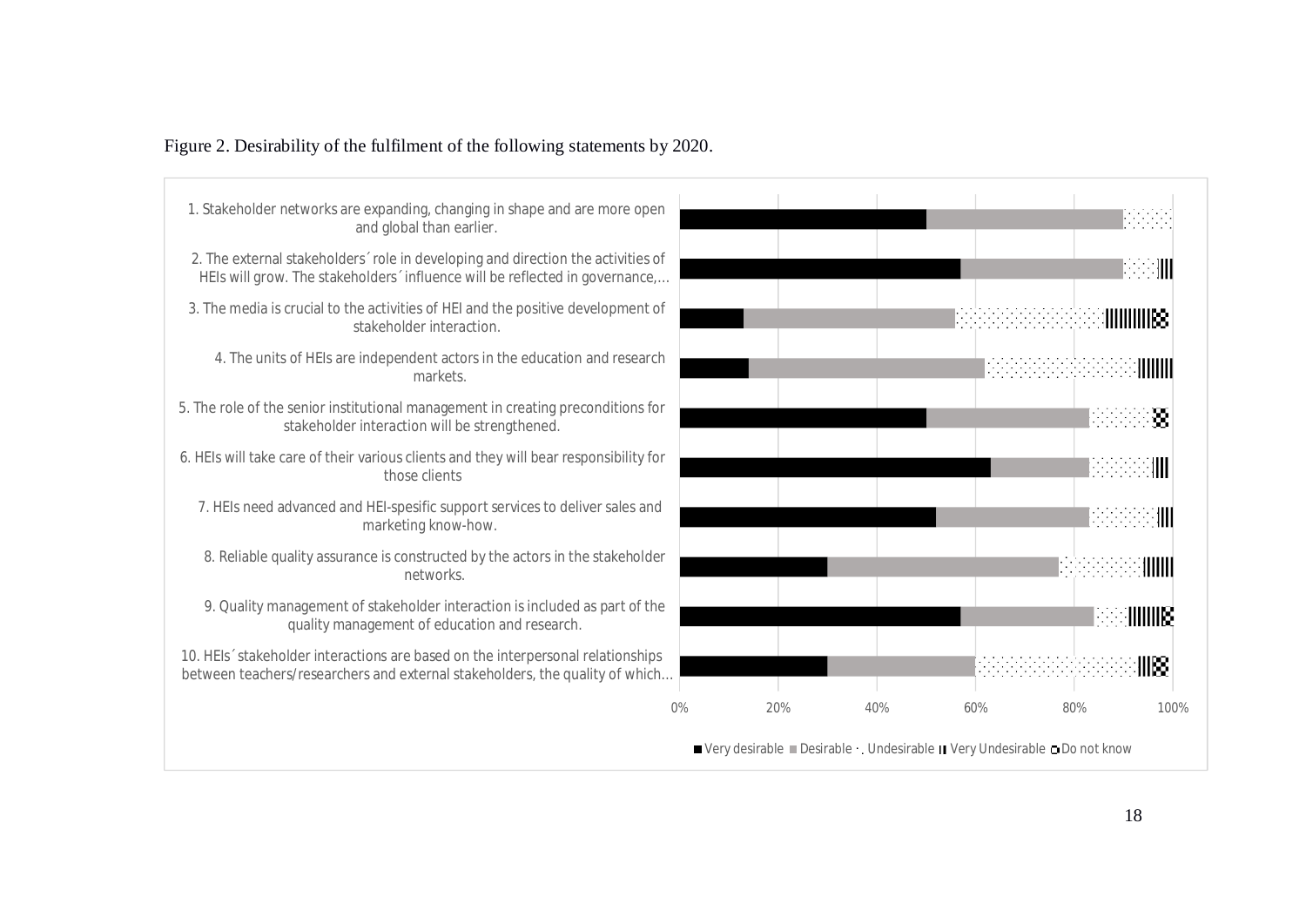Figure 2. Desirability of the fulfilment of the following statements by 2020.

1. Stakeholder networks are expanding, changing in shape and are more open and global than earlier.

2. The external stakeholders´ role in developing and direction the activities of HEIs will grow. The stakeholders´ influence will be reflected in governance,...

3. The media is crucial to the activities of HEI and the positive development of stakeholder interaction.

4. The units of HEIs are independent actors in the education and research markets.

5. The role of the senior institutional management in creating preconditions for stakeholder interaction will be strengthened.

6. HEIs will take care of their various clients and they will bear responsibility for those clients

7. HEIs need advanced and HEI-spesific support services to deliver sales and marketing know-how.

8. Reliable quality assurance is constructed by the actors in the stakeholder networks.

9. Quality management of stakeholder interaction is included as part of the quality management of education and research.

10. HEIs´ stakeholder interactions are based on the interpersonal relationships between teachers/researchers and external stakeholders, the quality of which...

0% 20% 40% 60% 80% 100%

Very desirable, Desirable, Undesirable, Very Undesirable, Do not know